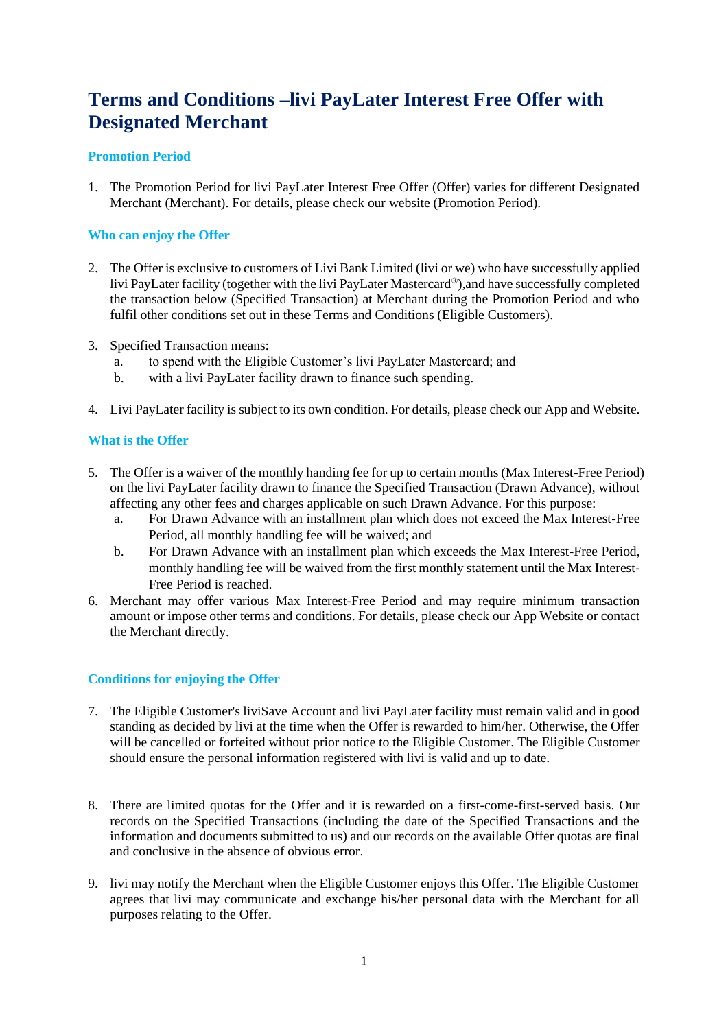# Terms and Conditions –livi PayLater Interest Free Offer with Designated Merchant

### Promotion Period

1. The Promotion Period for livi PayLater Interest Free Offer (Offer) varies for different Designated Merchant (Merchant). For details, please check our website (Promotion Period).

### Who can enjoy the Offer

2. The Offer is exclusive to customers of Livi Bank Limited (livi or we) who have successfully applied livi PayLater facility (together with the livi PayLater Mastercard®),and have successfully completed the transaction below (Specified Transaction) at Merchant during the Promotion Period and who fulfil other conditions set out in these Terms and Conditions (Eligible Customers).

3. Specified Transaction means:
   a. to spend with the Eligible Customer's livi PayLater Mastercard; and
   b. with a livi PayLater facility drawn to finance such spending.

4. Livi PayLater facility is subject to its own condition. For details, please check our App and Website.

### What is the Offer

5. The Offer is a waiver of the monthly handing fee for up to certain months (Max Interest-Free Period) on the livi PayLater facility drawn to finance the Specified Transaction (Drawn Advance), without affecting any other fees and charges applicable on such Drawn Advance. For this purpose:
   a. For Drawn Advance with an installment plan which does not exceed the Max Interest-Free Period, all monthly handling fee will be waived; and
   b. For Drawn Advance with an installment plan which exceeds the Max Interest-Free Period, monthly handling fee will be waived from the first monthly statement until the Max Interest-Free Period is reached.
6. Merchant may offer various Max Interest-Free Period and may require minimum transaction amount or impose other terms and conditions. For details, please check our App Website or contact the Merchant directly.

### Conditions for enjoying the Offer

7. The Eligible Customer's liviSave Account and livi PayLater facility must remain valid and in good standing as decided by livi at the time when the Offer is rewarded to him/her. Otherwise, the Offer will be cancelled or forfeited without prior notice to the Eligible Customer. The Eligible Customer should ensure the personal information registered with livi is valid and up to date.

8. There are limited quotas for the Offer and it is rewarded on a first-come-first-served basis. Our records on the Specified Transactions (including the date of the Specified Transactions and the information and documents submitted to us) and our records on the available Offer quotas are final and conclusive in the absence of obvious error.

9. livi may notify the Merchant when the Eligible Customer enjoys this Offer. The Eligible Customer agrees that livi may communicate and exchange his/her personal data with the Merchant for all purposes relating to the Offer.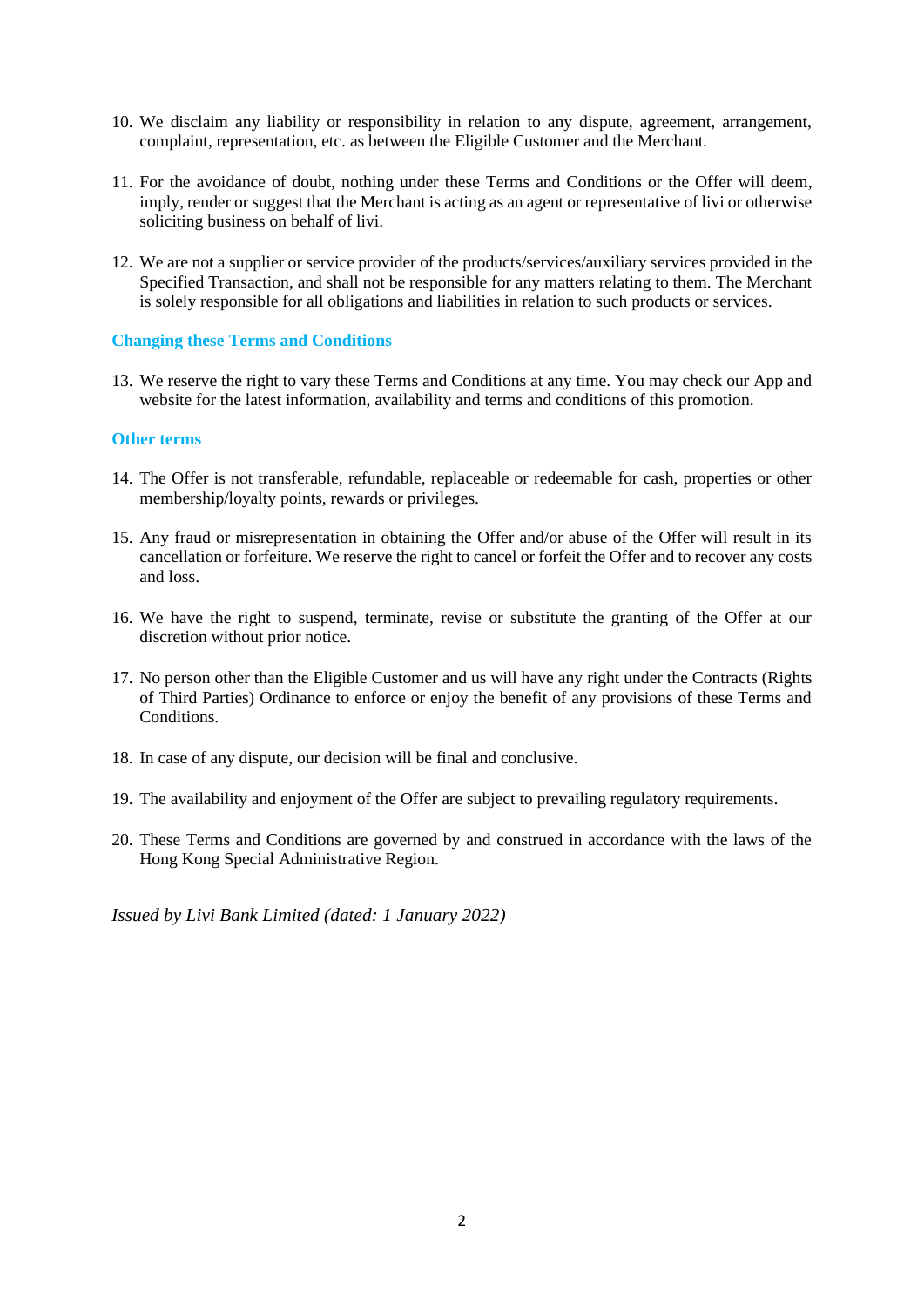10. We disclaim any liability or responsibility in relation to any dispute, agreement, arrangement, complaint, representation, etc. as between the Eligible Customer and the Merchant.

11. For the avoidance of doubt, nothing under these Terms and Conditions or the Offer will deem, imply, render or suggest that the Merchant is acting as an agent or representative of livi or otherwise soliciting business on behalf of livi.

12. We are not a supplier or service provider of the products/services/auxiliary services provided in the Specified Transaction, and shall not be responsible for any matters relating to them. The Merchant is solely responsible for all obligations and liabilities in relation to such products or services.

### Changing these Terms and Conditions

13. We reserve the right to vary these Terms and Conditions at any time. You may check our App and website for the latest information, availability and terms and conditions of this promotion.

### Other terms

14. The Offer is not transferable, refundable, replaceable or redeemable for cash, properties or other membership/loyalty points, rewards or privileges.

15. Any fraud or misrepresentation in obtaining the Offer and/or abuse of the Offer will result in its cancellation or forfeiture. We reserve the right to cancel or forfeit the Offer and to recover any costs and loss.

16. We have the right to suspend, terminate, revise or substitute the granting of the Offer at our discretion without prior notice.

17. No person other than the Eligible Customer and us will have any right under the Contracts (Rights of Third Parties) Ordinance to enforce or enjoy the benefit of any provisions of these Terms and Conditions.

18. In case of any dispute, our decision will be final and conclusive.

19. The availability and enjoyment of the Offer are subject to prevailing regulatory requirements.

20. These Terms and Conditions are governed by and construed in accordance with the laws of the Hong Kong Special Administrative Region.

*Issued by Livi Bank Limited (dated: 1 January 2022)*